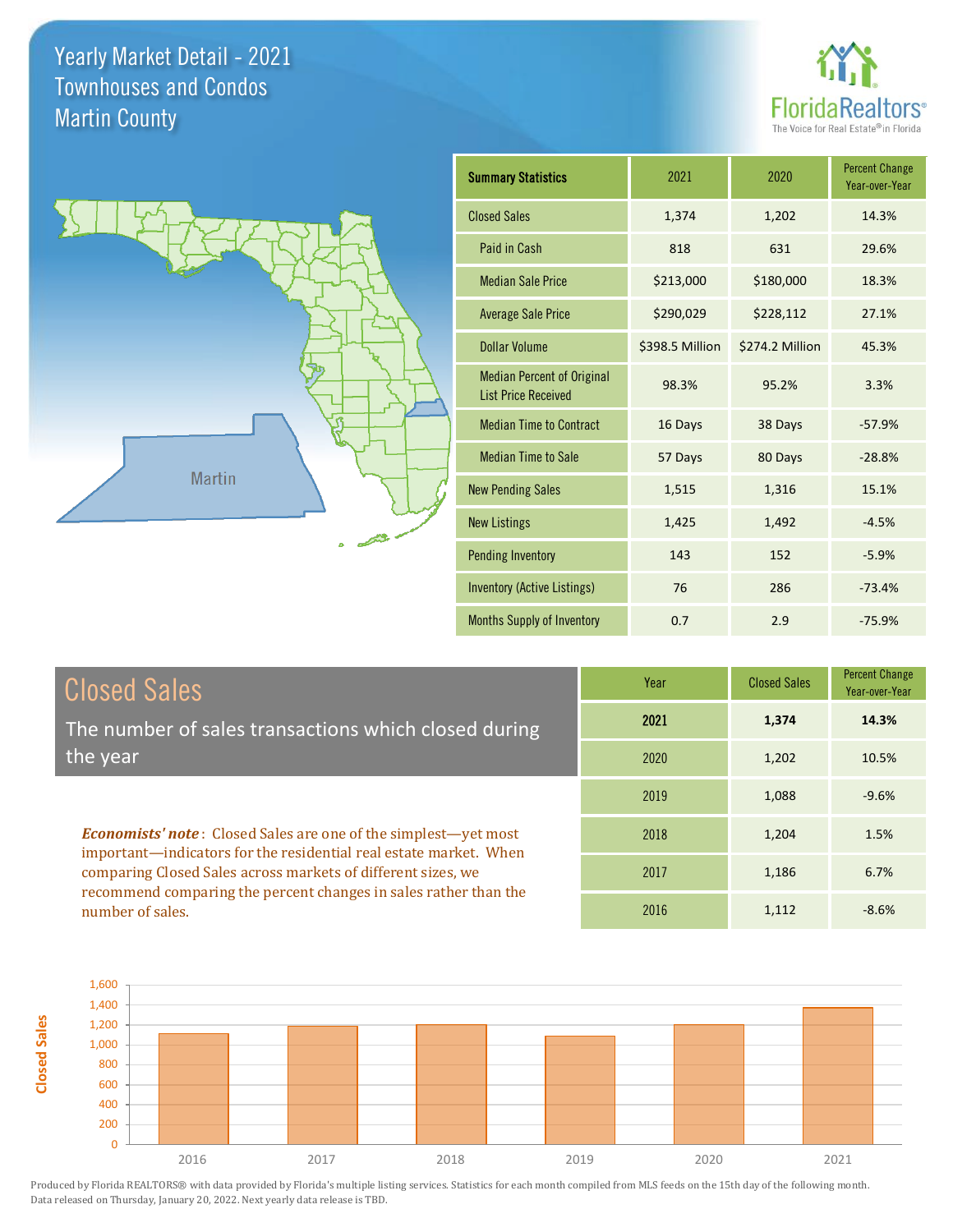# Yearly Market Detail - 2021
## Townhouses and Condos
## Martin County

FloridaRealtors® The Voice for Real Estate® in Florida

Martin

| Summary Statistics | 2021 | 2020 | Percent Change Year-over-Year |
|---|---|---|---|
| Closed Sales | 1,374 | 1,202 | 14.3% |
| Paid in Cash | 818 | 631 | 29.6% |
| Median Sale Price | $213,000 | $180,000 | 18.3% |
| Average Sale Price | $290,029 | $228,112 | 27.1% |
| Dollar Volume | $398.5 Million | $274.2 Million | 45.3% |
| Median Percent of Original List Price Received | 98.3% | 95.2% | 3.3% |
| Median Time to Contract | 16 Days | 38 Days | -57.9% |
| Median Time to Sale | 57 Days | 80 Days | -28.8% |
| New Pending Sales | 1,515 | 1,316 | 15.1% |
| New Listings | 1,425 | 1,492 | -4.5% |
| Pending Inventory | 143 | 152 | -5.9% |
| Inventory (Active Listings) | 76 | 286 | -73.4% |
| Months Supply of Inventory | 0.7 | 2.9 | -75.9% |

## Closed Sales

The number of sales transactions which closed during the year

***Economists' note***: Closed Sales are one of the simplest—yet most important—indicators for the residential real estate market. When comparing Closed Sales across markets of different sizes, we recommend comparing the percent changes in sales rather than the number of sales.

| Year | Closed Sales | Percent Change Year-over-Year |
|---|---|---|
| **2021** | **1,374** | **14.3%** |
| 2020 | 1,202 | 10.5% |
| 2019 | 1,088 | -9.6% |
| 2018 | 1,204 | 1.5% |
| 2017 | 1,186 | 6.7% |
| 2016 | 1,112 | -8.6% |

Produced by Florida REALTORS® with data provided by Florida's multiple listing services. Statistics for each month compiled from MLS feeds on the 15th day of the following month. Data released on Thursday, January 20, 2022. Next yearly data release is TBD.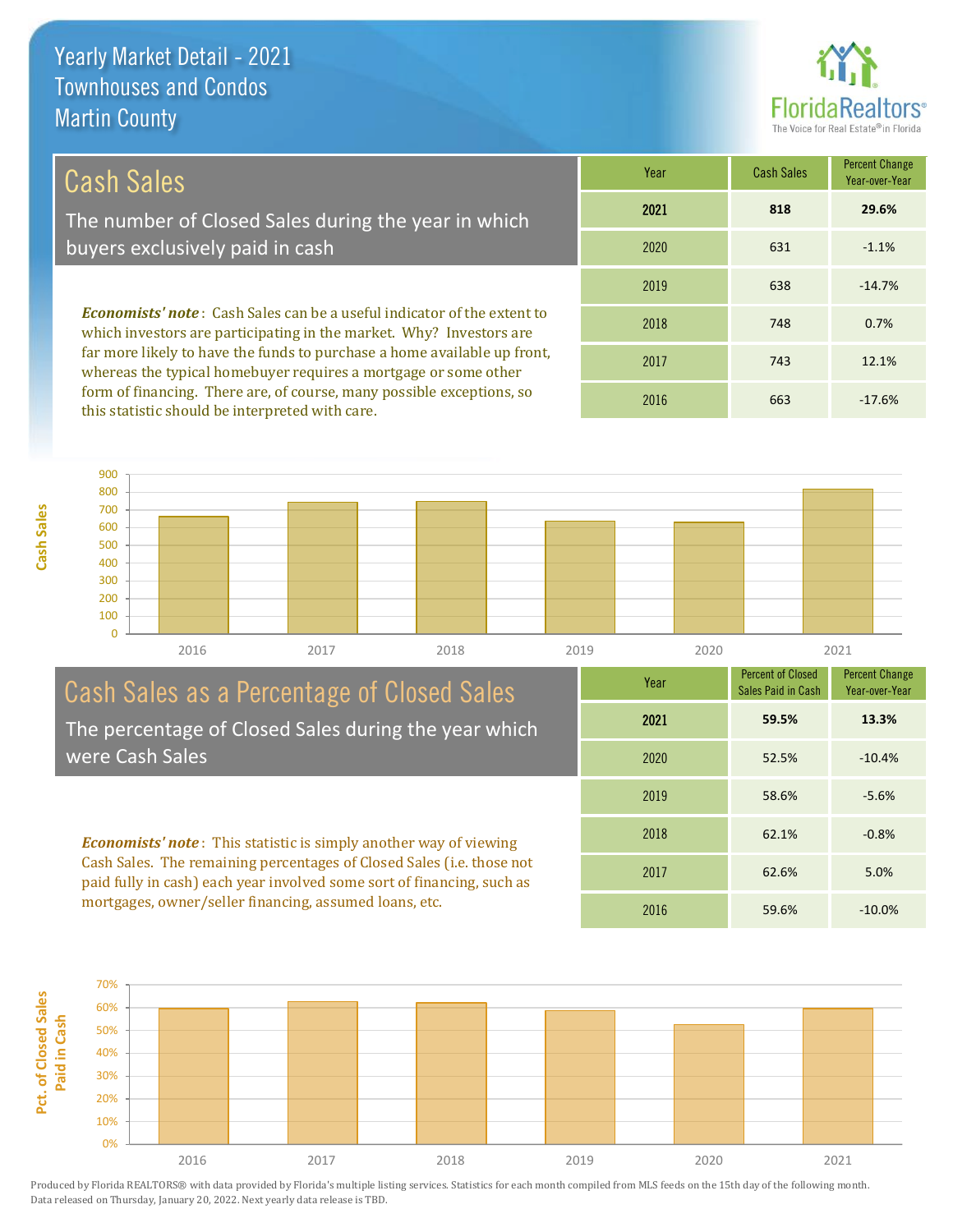# Yearly Market Detail - 2021
## Townhouses and Condos
## Martin County

## Cash Sales

The number of Closed Sales during the year in which buyers exclusively paid in cash

***Economists' note***: Cash Sales can be a useful indicator of the extent to which investors are participating in the market. Why? Investors are far more likely to have the funds to purchase a home available up front, whereas the typical homebuyer requires a mortgage or some other form of financing. There are, of course, many possible exceptions, so this statistic should be interpreted with care.

| Year | Cash Sales | Percent Change Year-over-Year |
|---|---|---|
| **2021** | **818** | **29.6%** |
| 2020 | 631 | -1.1% |
| 2019 | 638 | -14.7% |
| 2018 | 748 | 0.7% |
| 2017 | 743 | 12.1% |
| 2016 | 663 | -17.6% |

## Cash Sales as a Percentage of Closed Sales

The percentage of Closed Sales during the year which were Cash Sales

***Economists' note***: This statistic is simply another way of viewing Cash Sales. The remaining percentages of Closed Sales (i.e. those not paid fully in cash) each year involved some sort of financing, such as mortgages, owner/seller financing, assumed loans, etc.

| Year | Percent of Closed Sales Paid in Cash | Percent Change Year-over-Year |
|---|---|---|
| **2021** | **59.5%** | **13.3%** |
| 2020 | 52.5% | -10.4% |
| 2019 | 58.6% | -5.6% |
| 2018 | 62.1% | -0.8% |
| 2017 | 62.6% | 5.0% |
| 2016 | 59.6% | -10.0% |

Produced by Florida REALTORS® with data provided by Florida's multiple listing services. Statistics for each month compiled from MLS feeds on the 15th day of the following month. Data released on Thursday, January 20, 2022. Next yearly data release is TBD.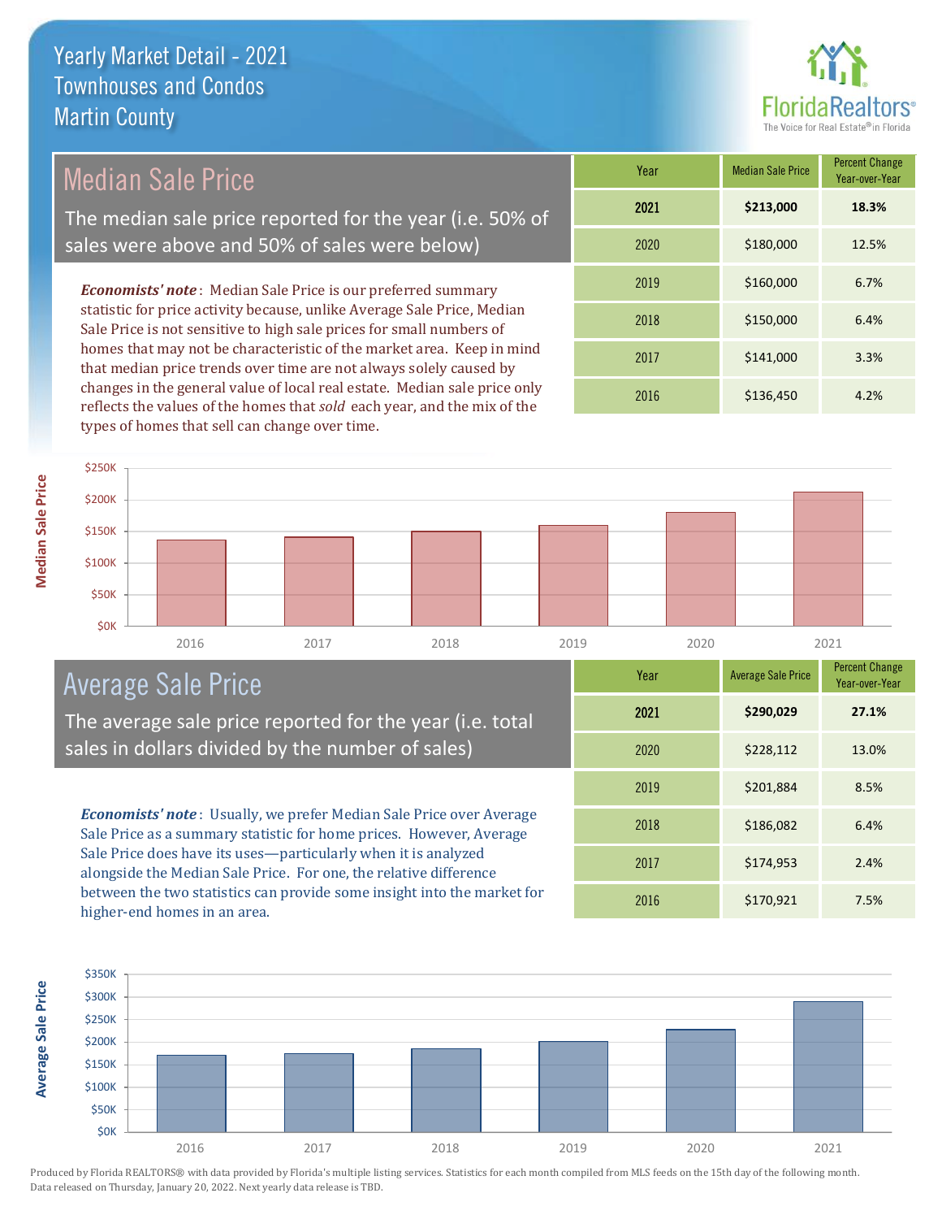# Yearly Market Detail - 2021
## Townhouses and Condos
## Martin County

FloridaRealtors® The Voice for Real Estate® in Florida

## Median Sale Price

The median sale price reported for the year (i.e. 50% of sales were above and 50% of sales were below)

***Economists' note***: Median Sale Price is our preferred summary statistic for price activity because, unlike Average Sale Price, Median Sale Price is not sensitive to high sale prices for small numbers of homes that may not be characteristic of the market area. Keep in mind that median price trends over time are not always solely caused by changes in the general value of local real estate. Median sale price only reflects the values of the homes that *sold* each year, and the mix of the types of homes that sell can change over time.

| Year | Median Sale Price | Percent Change Year-over-Year |
|---|---|---|
| **2021** | **$213,000** | **18.3%** |
| 2020 | $180,000 | 12.5% |
| 2019 | $160,000 | 6.7% |
| 2018 | $150,000 | 6.4% |
| 2017 | $141,000 | 3.3% |
| 2016 | $136,450 | 4.2% |

## Average Sale Price

The average sale price reported for the year (i.e. total sales in dollars divided by the number of sales)

***Economists' note***: Usually, we prefer Median Sale Price over Average Sale Price as a summary statistic for home prices. However, Average Sale Price does have its uses—particularly when it is analyzed alongside the Median Sale Price. For one, the relative difference between the two statistics can provide some insight into the market for higher-end homes in an area.

| Year | Average Sale Price | Percent Change Year-over-Year |
|---|---|---|
| **2021** | **$290,029** | **27.1%** |
| 2020 | $228,112 | 13.0% |
| 2019 | $201,884 | 8.5% |
| 2018 | $186,082 | 6.4% |
| 2017 | $174,953 | 2.4% |
| 2016 | $170,921 | 7.5% |

Produced by Florida REALTORS® with data provided by Florida's multiple listing services. Statistics for each month compiled from MLS feeds on the 15th day of the following month. Data released on Thursday, January 20, 2022. Next yearly data release is TBD.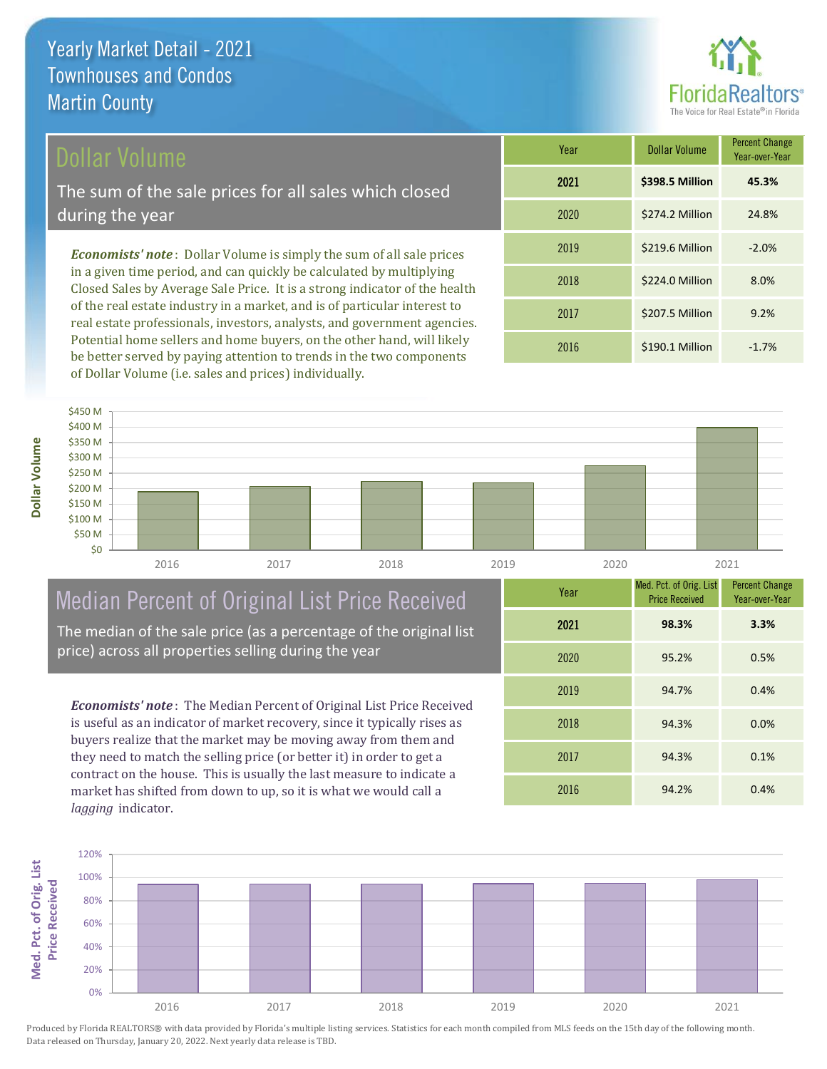# Yearly Market Detail - 2021
## Townhouses and Condos
## Martin County

## Dollar Volume

The sum of the sale prices for all sales which closed during the year

***Economists' note***: Dollar Volume is simply the sum of all sale prices in a given time period, and can quickly be calculated by multiplying Closed Sales by Average Sale Price. It is a strong indicator of the health of the real estate industry in a market, and is of particular interest to real estate professionals, investors, analysts, and government agencies. Potential home sellers and home buyers, on the other hand, will likely be better served by paying attention to trends in the two components of Dollar Volume (i.e. sales and prices) individually.

| Year | Dollar Volume | Percent Change Year-over-Year |
|---|---|---|
| **2021** | **$398.5 Million** | **45.3%** |
| 2020 | $274.2 Million | 24.8% |
| 2019 | $219.6 Million | -2.0% |
| 2018 | $224.0 Million | 8.0% |
| 2017 | $207.5 Million | 9.2% |
| 2016 | $190.1 Million | -1.7% |

## Median Percent of Original List Price Received

The median of the sale price (as a percentage of the original list price) across all properties selling during the year

***Economists' note***: The Median Percent of Original List Price Received is useful as an indicator of market recovery, since it typically rises as buyers realize that the market may be moving away from them and they need to match the selling price (or better it) in order to get a contract on the house. This is usually the last measure to indicate a market has shifted from down to up, so it is what we would call a *lagging* indicator.

| Year | Med. Pct. of Orig. List Price Received | Percent Change Year-over-Year |
|---|---|---|
| **2021** | **98.3%** | **3.3%** |
| 2020 | 95.2% | 0.5% |
| 2019 | 94.7% | 0.4% |
| 2018 | 94.3% | 0.0% |
| 2017 | 94.3% | 0.1% |
| 2016 | 94.2% | 0.4% |

Produced by Florida REALTORS® with data provided by Florida's multiple listing services. Statistics for each month compiled from MLS feeds on the 15th day of the following month. Data released on Thursday, January 20, 2022. Next yearly data release is TBD.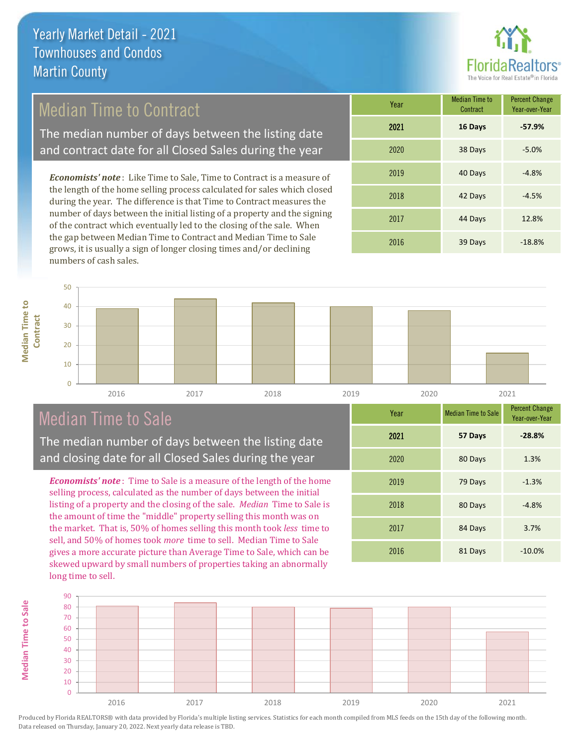# Yearly Market Detail - 2021
## Townhouses and Condos
## Martin County

## Median Time to Contract

The median number of days between the listing date and contract date for all Closed Sales during the year

*Economists' note*: Like Time to Sale, Time to Contract is a measure of the length of the home selling process calculated for sales which closed during the year. The difference is that Time to Contract measures the number of days between the initial listing of a property and the signing of the contract which eventually led to the closing of the sale. When the gap between Median Time to Contract and Median Time to Sale grows, it is usually a sign of longer closing times and/or declining numbers of cash sales.

| Year | Median Time to Contract | Percent Change Year-over-Year |
|---|---|---|
| **2021** | **16 Days** | **-57.9%** |
| 2020 | 38 Days | -5.0% |
| 2019 | 40 Days | -4.8% |
| 2018 | 42 Days | -4.5% |
| 2017 | 44 Days | 12.8% |
| 2016 | 39 Days | -18.8% |

## Median Time to Sale

The median number of days between the listing date and closing date for all Closed Sales during the year

*Economists' note*: Time to Sale is a measure of the length of the home selling process, calculated as the number of days between the initial listing of a property and the closing of the sale. *Median* Time to Sale is the amount of time the "middle" property selling this month was on the market. That is, 50% of homes selling this month took *less* time to sell, and 50% of homes took *more* time to sell. Median Time to Sale gives a more accurate picture than Average Time to Sale, which can be skewed upward by small numbers of properties taking an abnormally long time to sell.

| Year | Median Time to Sale | Percent Change Year-over-Year |
|---|---|---|
| **2021** | **57 Days** | **-28.8%** |
| 2020 | 80 Days | 1.3% |
| 2019 | 79 Days | -1.3% |
| 2018 | 80 Days | -4.8% |
| 2017 | 84 Days | 3.7% |
| 2016 | 81 Days | -10.0% |

Produced by Florida REALTORS® with data provided by Florida's multiple listing services. Statistics for each month compiled from MLS feeds on the 15th day of the following month. Data released on Thursday, January 20, 2022. Next yearly data release is TBD.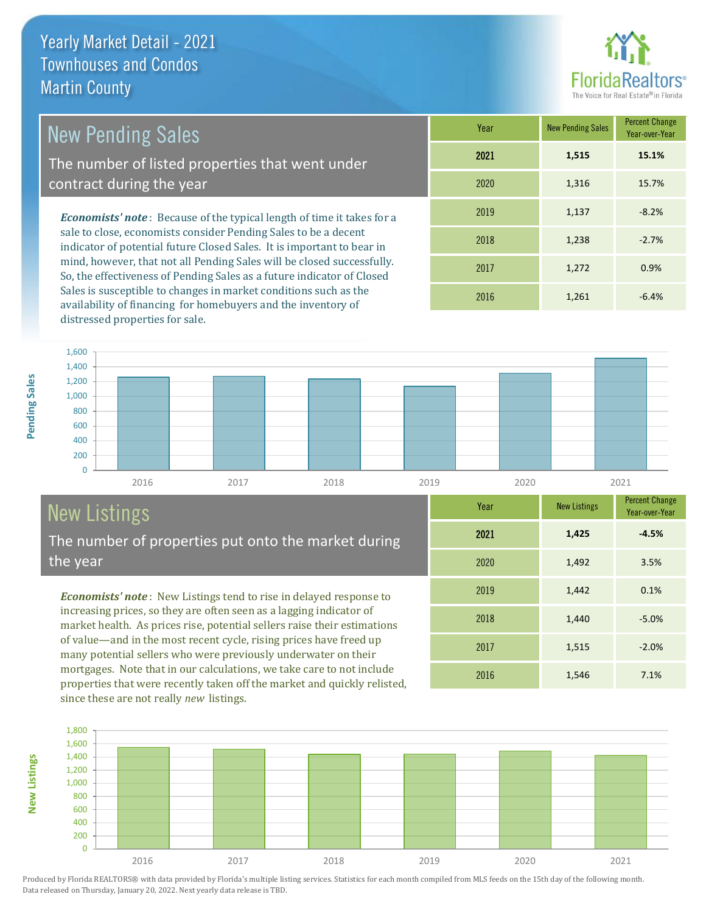# Yearly Market Detail - 2021
## Townhouses and Condos
## Martin County

## New Pending Sales

The number of listed properties that went under contract during the year

***Economists' note***: Because of the typical length of time it takes for a sale to close, economists consider Pending Sales to be a decent indicator of potential future Closed Sales. It is important to bear in mind, however, that not all Pending Sales will be closed successfully. So, the effectiveness of Pending Sales as a future indicator of Closed Sales is susceptible to changes in market conditions such as the availability of financing for homebuyers and the inventory of distressed properties for sale.

| Year | New Pending Sales | Percent Change Year-over-Year |
|---|---|---|
| **2021** | **1,515** | **15.1%** |
| 2020 | 1,316 | 15.7% |
| 2019 | 1,137 | -8.2% |
| 2018 | 1,238 | -2.7% |
| 2017 | 1,272 | 0.9% |
| 2016 | 1,261 | -6.4% |

## New Listings

The number of properties put onto the market during the year

***Economists' note***: New Listings tend to rise in delayed response to increasing prices, so they are often seen as a lagging indicator of market health. As prices rise, potential sellers raise their estimations of value—and in the most recent cycle, rising prices have freed up many potential sellers who were previously underwater on their mortgages. Note that in our calculations, we take care to not include properties that were recently taken off the market and quickly relisted, since these are not really *new* listings.

| Year | New Listings | Percent Change Year-over-Year |
|---|---|---|
| **2021** | **1,425** | **-4.5%** |
| 2020 | 1,492 | 3.5% |
| 2019 | 1,442 | 0.1% |
| 2018 | 1,440 | -5.0% |
| 2017 | 1,515 | -2.0% |
| 2016 | 1,546 | 7.1% |

Produced by Florida REALTORS® with data provided by Florida's multiple listing services. Statistics for each month compiled from MLS feeds on the 15th day of the following month. Data released on Thursday, January 20, 2022. Next yearly data release is TBD.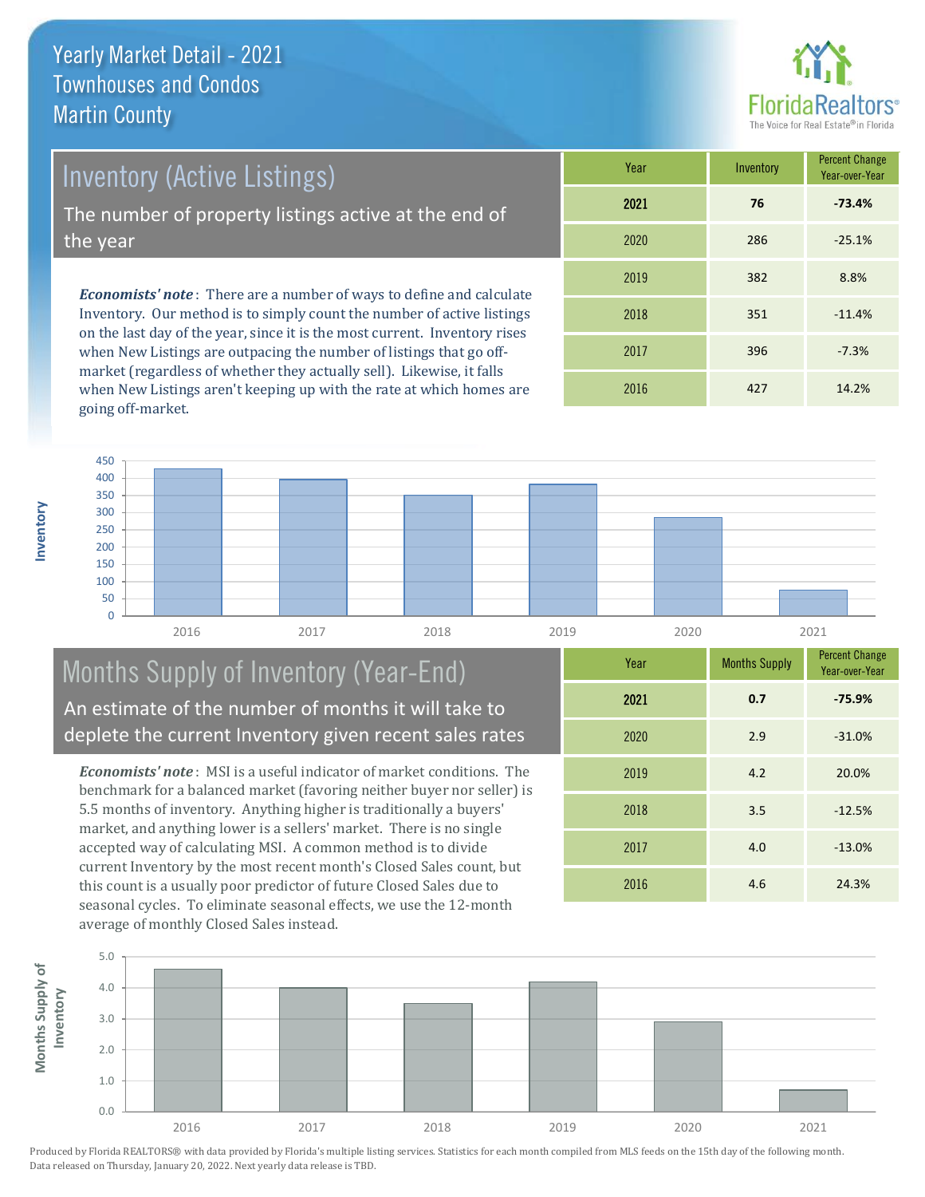# Yearly Market Detail - 2021
## Townhouses and Condos
## Martin County

## Inventory (Active Listings)

The number of property listings active at the end of the year

***Economists' note***: There are a number of ways to define and calculate Inventory. Our method is to simply count the number of active listings on the last day of the year, since it is the most current. Inventory rises when New Listings are outpacing the number of listings that go off-market (regardless of whether they actually sell). Likewise, it falls when New Listings aren't keeping up with the rate at which homes are going off-market.

| Year | Inventory | Percent Change Year-over-Year |
|---|---|---|
| **2021** | **76** | **-73.4%** |
| 2020 | 286 | -25.1% |
| 2019 | 382 | 8.8% |
| 2018 | 351 | -11.4% |
| 2017 | 396 | -7.3% |
| 2016 | 427 | 14.2% |

## Months Supply of Inventory (Year-End)

An estimate of the number of months it will take to deplete the current Inventory given recent sales rates

***Economists' note***: MSI is a useful indicator of market conditions. The benchmark for a balanced market (favoring neither buyer nor seller) is 5.5 months of inventory. Anything higher is traditionally a buyers' market, and anything lower is a sellers' market. There is no single accepted way of calculating MSI. A common method is to divide current Inventory by the most recent month's Closed Sales count, but this count is a usually poor predictor of future Closed Sales due to seasonal cycles. To eliminate seasonal effects, we use the 12-month average of monthly Closed Sales instead.

| Year | Months Supply | Percent Change Year-over-Year |
|---|---|---|
| **2021** | **0.7** | **-75.9%** |
| 2020 | 2.9 | -31.0% |
| 2019 | 4.2 | 20.0% |
| 2018 | 3.5 | -12.5% |
| 2017 | 4.0 | -13.0% |
| 2016 | 4.6 | 24.3% |

Produced by Florida REALTORS® with data provided by Florida's multiple listing services. Statistics for each month compiled from MLS feeds on the 15th day of the following month. Data released on Thursday, January 20, 2022. Next yearly data release is TBD.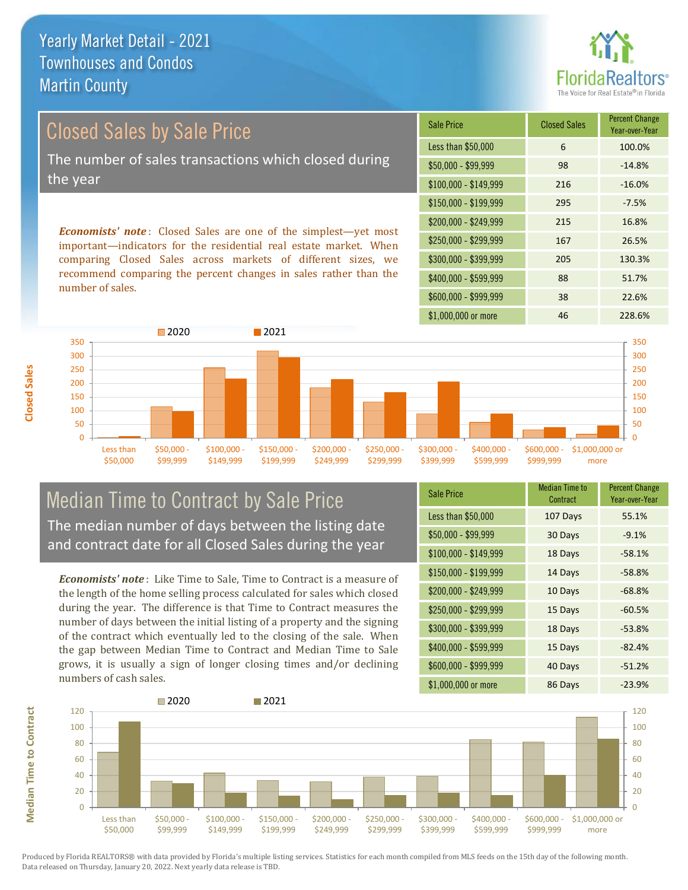# Yearly Market Detail - 2021
## Townhouses and Condos
## Martin County

## Closed Sales by Sale Price

The number of sales transactions which closed during the year

***Economists' note***: Closed Sales are one of the simplest—yet most important—indicators for the residential real estate market. When comparing Closed Sales across markets of different sizes, we recommend comparing the percent changes in sales rather than the number of sales.

| Sale Price | Closed Sales | Percent Change Year-over-Year |
|---|---|---|
| Less than $50,000 | 6 | 100.0% |
| $50,000 - $99,999 | 98 | -14.8% |
| $100,000 - $149,999 | 216 | -16.0% |
| $150,000 - $199,999 | 295 | -7.5% |
| $200,000 - $249,999 | 215 | 16.8% |
| $250,000 - $299,999 | 167 | 26.5% |
| $300,000 - $399,999 | 205 | 130.3% |
| $400,000 - $599,999 | 88 | 51.7% |
| $600,000 - $999,999 | 38 | 22.6% |
| $1,000,000 or more | 46 | 228.6% |

## Median Time to Contract by Sale Price

The median number of days between the listing date and contract date for all Closed Sales during the year

***Economists' note***: Like Time to Sale, Time to Contract is a measure of the length of the home selling process calculated for sales which closed during the year. The difference is that Time to Contract measures the number of days between the initial listing of a property and the signing of the contract which eventually led to the closing of the sale. When the gap between Median Time to Contract and Median Time to Sale grows, it is usually a sign of longer closing times and/or declining numbers of cash sales.

| Sale Price | Median Time to Contract | Percent Change Year-over-Year |
|---|---|---|
| Less than $50,000 | 107 Days | 55.1% |
| $50,000 - $99,999 | 30 Days | -9.1% |
| $100,000 - $149,999 | 18 Days | -58.1% |
| $150,000 - $199,999 | 14 Days | -58.8% |
| $200,000 - $249,999 | 10 Days | -68.8% |
| $250,000 - $299,999 | 15 Days | -60.5% |
| $300,000 - $399,999 | 18 Days | -53.8% |
| $400,000 - $599,999 | 15 Days | -82.4% |
| $600,000 - $999,999 | 40 Days | -51.2% |
| $1,000,000 or more | 86 Days | -23.9% |

Produced by Florida REALTORS® with data provided by Florida's multiple listing services. Statistics for each month compiled from MLS feeds on the 15th day of the following month. Data released on Thursday, January 20, 2022. Next yearly data release is TBD.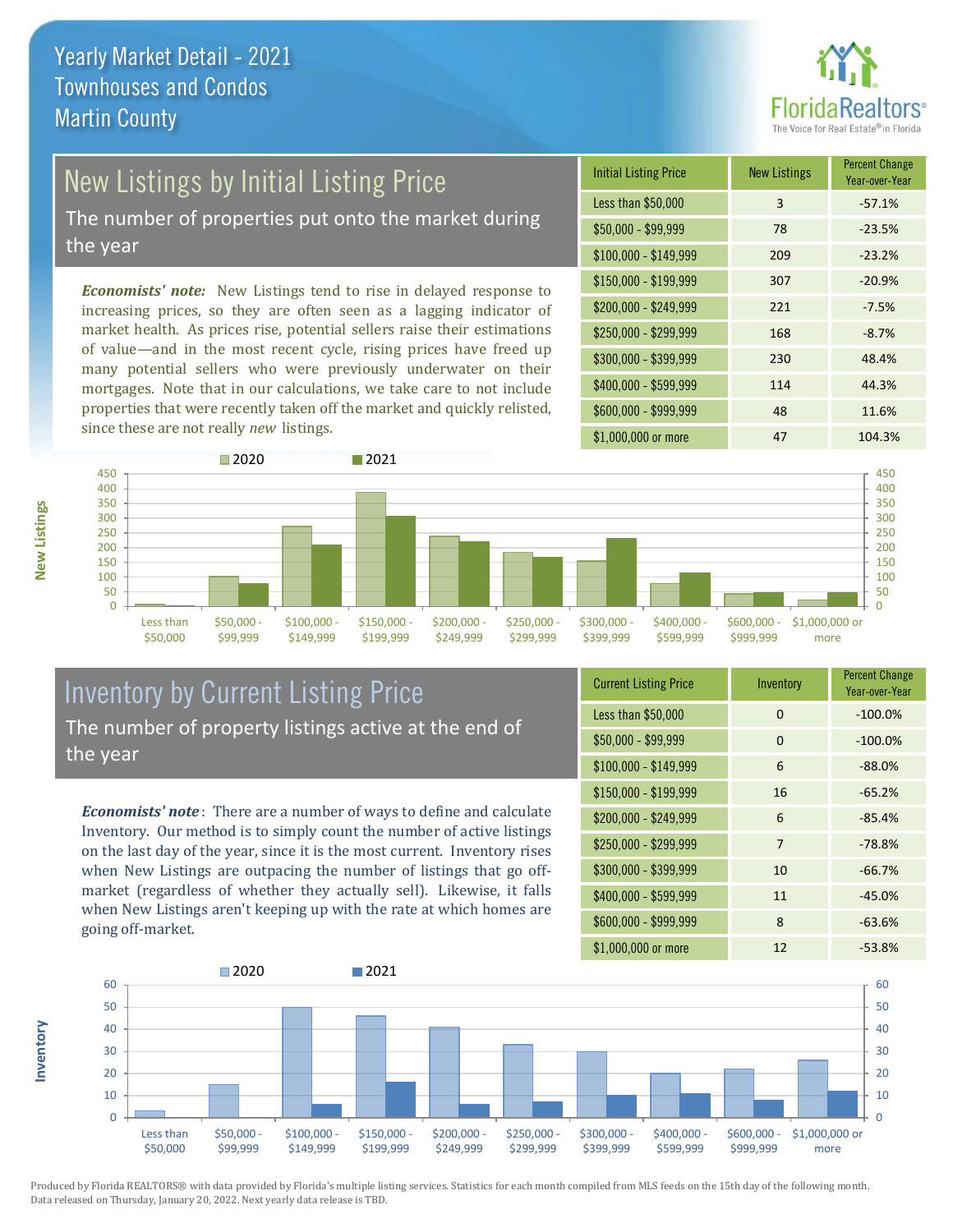# Yearly Market Detail - 2021
## Townhouses and Condos
## Martin County

## New Listings by Initial Listing Price

The number of properties put onto the market during the year

*Economists' note:* New Listings tend to rise in delayed response to increasing prices, so they are often seen as a lagging indicator of market health. As prices rise, potential sellers raise their estimations of value—and in the most recent cycle, rising prices have freed up many potential sellers who were previously underwater on their mortgages. Note that in our calculations, we take care to not include properties that were recently taken off the market and quickly relisted, since these are not really *new* listings.

| Initial Listing Price | New Listings | Percent Change Year-over-Year |
|---|---|---|
| Less than $50,000 | 3 | -57.1% |
| $50,000 - $99,999 | 78 | -23.5% |
| $100,000 - $149,999 | 209 | -23.2% |
| $150,000 - $199,999 | 307 | -20.9% |
| $200,000 - $249,999 | 221 | -7.5% |
| $250,000 - $299,999 | 168 | -8.7% |
| $300,000 - $399,999 | 230 | 48.4% |
| $400,000 - $599,999 | 114 | 44.3% |
| $600,000 - $999,999 | 48 | 11.6% |
| $1,000,000 or more | 47 | 104.3% |

## Inventory by Current Listing Price

The number of property listings active at the end of the year

*Economists' note*: There are a number of ways to define and calculate Inventory. Our method is to simply count the number of active listings on the last day of the year, since it is the most current. Inventory rises when New Listings are outpacing the number of listings that go off-market (regardless of whether they actually sell). Likewise, it falls when New Listings aren't keeping up with the rate at which homes are going off-market.

| Current Listing Price | Inventory | Percent Change Year-over-Year |
|---|---|---|
| Less than $50,000 | 0 | -100.0% |
| $50,000 - $99,999 | 0 | -100.0% |
| $100,000 - $149,999 | 6 | -88.0% |
| $150,000 - $199,999 | 16 | -65.2% |
| $200,000 - $249,999 | 6 | -85.4% |
| $250,000 - $299,999 | 7 | -78.8% |
| $300,000 - $399,999 | 10 | -66.7% |
| $400,000 - $599,999 | 11 | -45.0% |
| $600,000 - $999,999 | 8 | -63.6% |
| $1,000,000 or more | 12 | -53.8% |

Produced by Florida REALTORS® with data provided by Florida's multiple listing services. Statistics for each month compiled from MLS feeds on the 15th day of the following month. Data released on Thursday, January 20, 2022. Next yearly data release is TBD.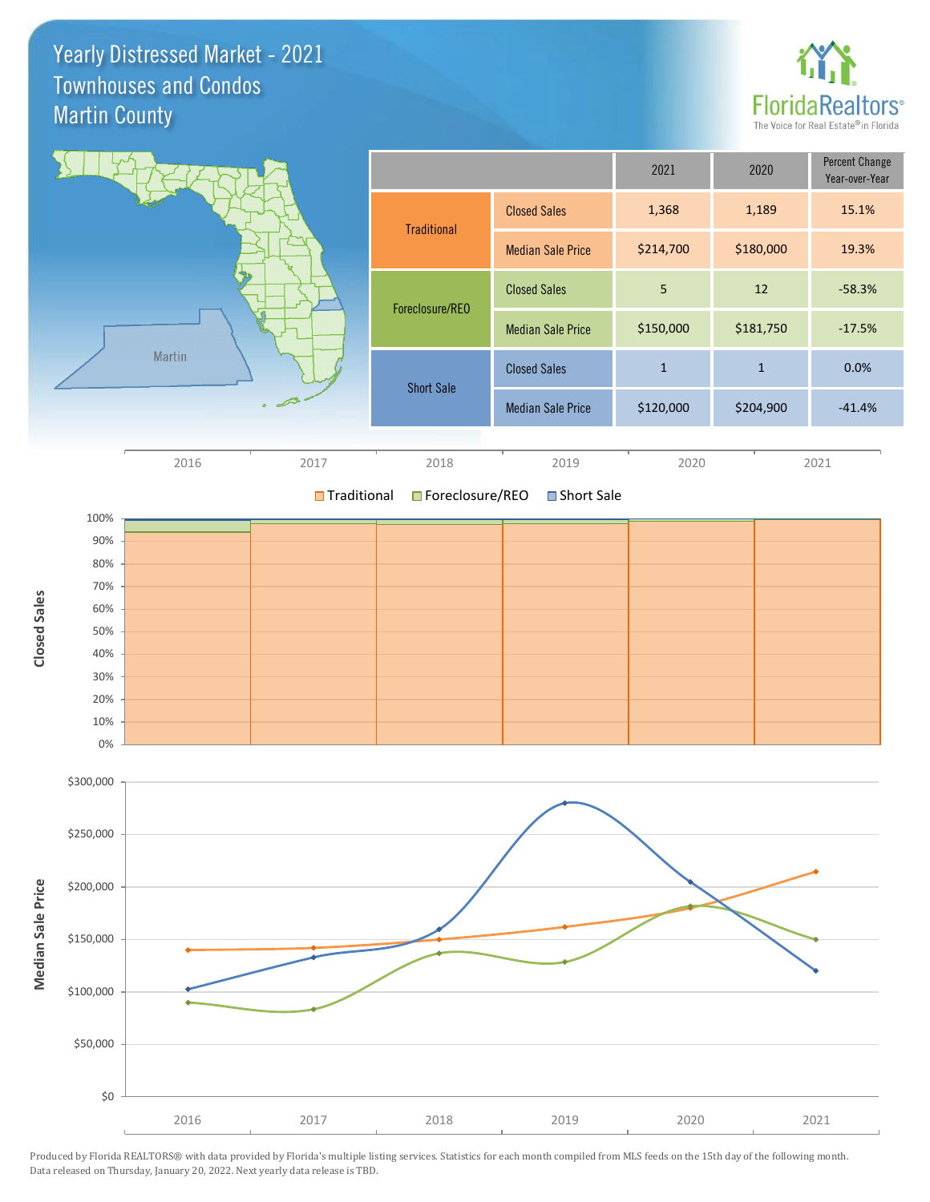# Yearly Distressed Market - 2021
## Townhouses and Condos
## Martin County

FloridaRealtors®
The Voice for Real Estate® in Florida

Martin

| | | 2021 | 2020 | Percent Change Year-over-Year |
|---|---|---|---|---|
| Traditional | Closed Sales | 1,368 | 1,189 | 15.1% |
| | Median Sale Price | $214,700 | $180,000 | 19.3% |
| Foreclosure/REO | Closed Sales | 5 | 12 | -58.3% |
| | Median Sale Price | $150,000 | $181,750 | -17.5% |
| Short Sale | Closed Sales | 1 | 1 | 0.0% |
| | Median Sale Price | $120,000 | $204,900 | -41.4% |

2016 2017 2018 2019 2020 2021

Traditional Foreclosure/REO Short Sale

Closed Sales

100% 90% 80% 70% 60% 50% 40% 30% 20% 10% 0%

Median Sale Price

$300,000 $250,000 $200,000 $150,000 $100,000 $50,000 $0

2016 2017 2018 2019 2020 2021

Produced by Florida REALTORS® with data provided by Florida's multiple listing services. Statistics for each month compiled from MLS feeds on the 15th day of the following month. Data released on Thursday, January 20, 2022. Next yearly data release is TBD.